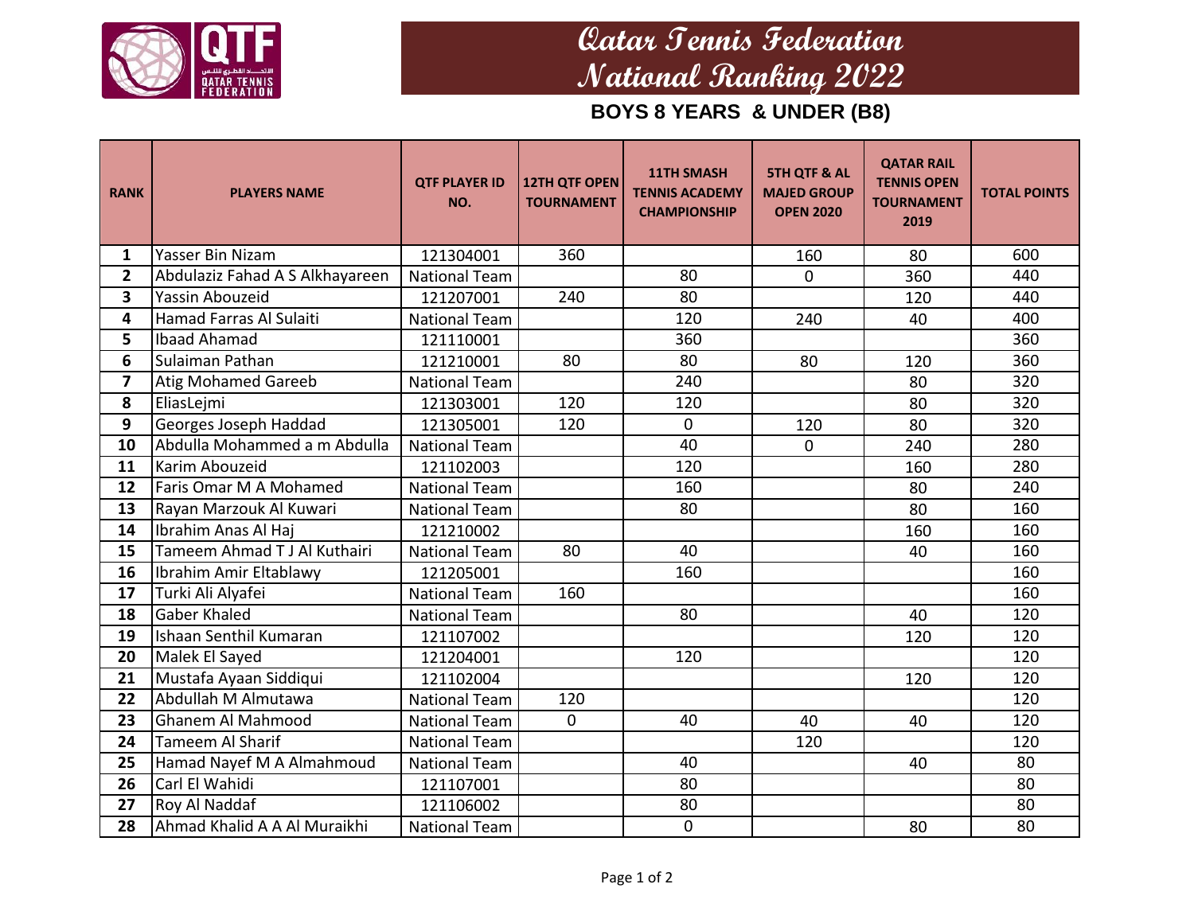# Qatar Tennis Federation
# National Ranking 2022

## BOYS 8 YEARS & UNDER (B8)

| RANK | PLAYERS NAME | QTF PLAYER ID NO. | 12TH QTF OPEN TOURNAMENT | 11TH SMASH TENNIS ACADEMY CHAMPIONSHIP | 5TH QTF & AL MAJED GROUP OPEN 2020 | QATAR RAIL TENNIS OPEN TOURNAMENT 2019 | TOTAL POINTS |
|---|---|---|---|---|---|---|---|
| 1 | Yasser Bin Nizam | 121304001 | 360 | | 160 | 80 | 600 |
| 2 | Abdulaziz Fahad A S Alkhayareen | National Team | | 80 | 0 | 360 | 440 |
| 3 | Yassin Abouzeid | 121207001 | 240 | 80 | | 120 | 440 |
| 4 | Hamad Farras Al Sulaiti | National Team | | 120 | 240 | 40 | 400 |
| 5 | Ibaad Ahamad | 121110001 | | 360 | | | 360 |
| 6 | Sulaiman Pathan | 121210001 | 80 | 80 | 80 | 120 | 360 |
| 7 | Atig Mohamed Gareeb | National Team | | 240 | | 80 | 320 |
| 8 | EliasLejmi | 121303001 | 120 | 120 | | 80 | 320 |
| 9 | Georges Joseph Haddad | 121305001 | 120 | 0 | 120 | 80 | 320 |
| 10 | Abdulla Mohammed a m Abdulla | National Team | | 40 | 0 | 240 | 280 |
| 11 | Karim Abouzeid | 121102003 | | 120 | | 160 | 280 |
| 12 | Faris Omar M A Mohamed | National Team | | 160 | | 80 | 240 |
| 13 | Rayan Marzouk Al Kuwari | National Team | | 80 | | 80 | 160 |
| 14 | Ibrahim Anas Al Haj | 121210002 | | | | 160 | 160 |
| 15 | Tameem Ahmad T J Al Kuthairi | National Team | 80 | 40 | | 40 | 160 |
| 16 | Ibrahim Amir Eltablawy | 121205001 | | 160 | | | 160 |
| 17 | Turki Ali Alyafei | National Team | 160 | | | | 160 |
| 18 | Gaber Khaled | National Team | | 80 | | 40 | 120 |
| 19 | Ishaan Senthil Kumaran | 121107002 | | | | 120 | 120 |
| 20 | Malek El Sayed | 121204001 | | 120 | | | 120 |
| 21 | Mustafa Ayaan Siddiqui | 121102004 | | | | 120 | 120 |
| 22 | Abdullah M Almutawa | National Team | 120 | | | | 120 |
| 23 | Ghanem Al Mahmood | National Team | 0 | 40 | 40 | 40 | 120 |
| 24 | Tameem Al Sharif | National Team | | | 120 | | 120 |
| 25 | Hamad Nayef M A Almahmoud | National Team | | 40 | | 40 | 80 |
| 26 | Carl El Wahidi | 121107001 | | 80 | | | 80 |
| 27 | Roy Al Naddaf | 121106002 | | 80 | | | 80 |
| 28 | Ahmad Khalid A A Al Muraikhi | National Team | | 0 | | 80 | 80 |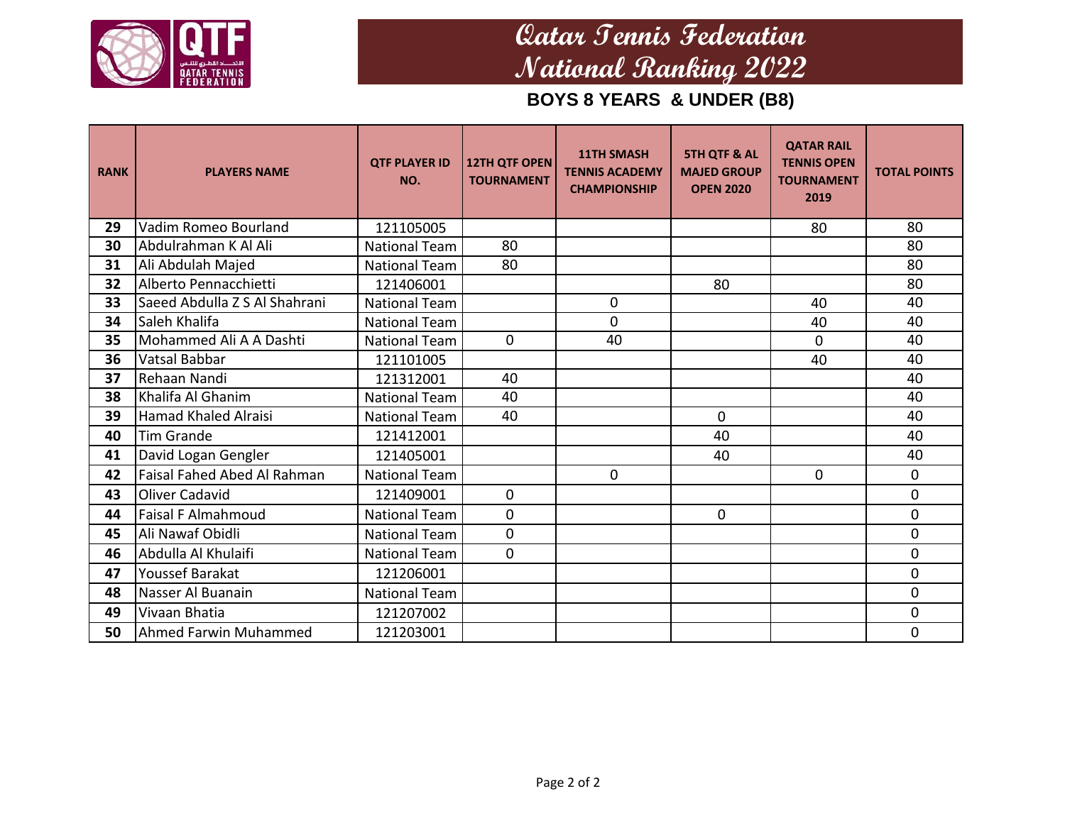# Qatar Tennis Federation
# National Ranking 2022

## BOYS 8 YEARS & UNDER (B8)

| RANK | PLAYERS NAME | QTF PLAYER ID NO. | 12TH QTF OPEN TOURNAMENT | 11TH SMASH TENNIS ACADEMY CHAMPIONSHIP | 5TH QTF & AL MAJED GROUP OPEN 2020 | QATAR RAIL TENNIS OPEN TOURNAMENT 2019 | TOTAL POINTS |
|---|---|---|---|---|---|---|---|
| 29 | Vadim Romeo Bourland | 121105005 | | | | 80 | 80 |
| 30 | Abdulrahman K Al Ali | National Team | 80 | | | | 80 |
| 31 | Ali Abdulah Majed | National Team | 80 | | | | 80 |
| 32 | Alberto Pennacchietti | 121406001 | | | 80 | | 80 |
| 33 | Saeed Abdulla Z S Al Shahrani | National Team | | 0 | | 40 | 40 |
| 34 | Saleh Khalifa | National Team | | 0 | | 40 | 40 |
| 35 | Mohammed Ali A A Dashti | National Team | 0 | 40 | | 0 | 40 |
| 36 | Vatsal Babbar | 121101005 | | | | 40 | 40 |
| 37 | Rehaan Nandi | 121312001 | 40 | | | | 40 |
| 38 | Khalifa Al Ghanim | National Team | 40 | | | | 40 |
| 39 | Hamad Khaled Alraisi | National Team | 40 | | 0 | | 40 |
| 40 | Tim Grande | 121412001 | | | 40 | | 40 |
| 41 | David Logan Gengler | 121405001 | | | 40 | | 40 |
| 42 | Faisal Fahed Abed Al Rahman | National Team | | 0 | | 0 | 0 |
| 43 | Oliver Cadavid | 121409001 | 0 | | | | 0 |
| 44 | Faisal F Almahmoud | National Team | 0 | | 0 | | 0 |
| 45 | Ali Nawaf Obidli | National Team | 0 | | | | 0 |
| 46 | Abdulla Al Khulaifi | National Team | 0 | | | | 0 |
| 47 | Youssef Barakat | 121206001 | | | | | 0 |
| 48 | Nasser Al Buanain | National Team | | | | | 0 |
| 49 | Vivaan Bhatia | 121207002 | | | | | 0 |
| 50 | Ahmed Farwin Muhammed | 121203001 | | | | | 0 |